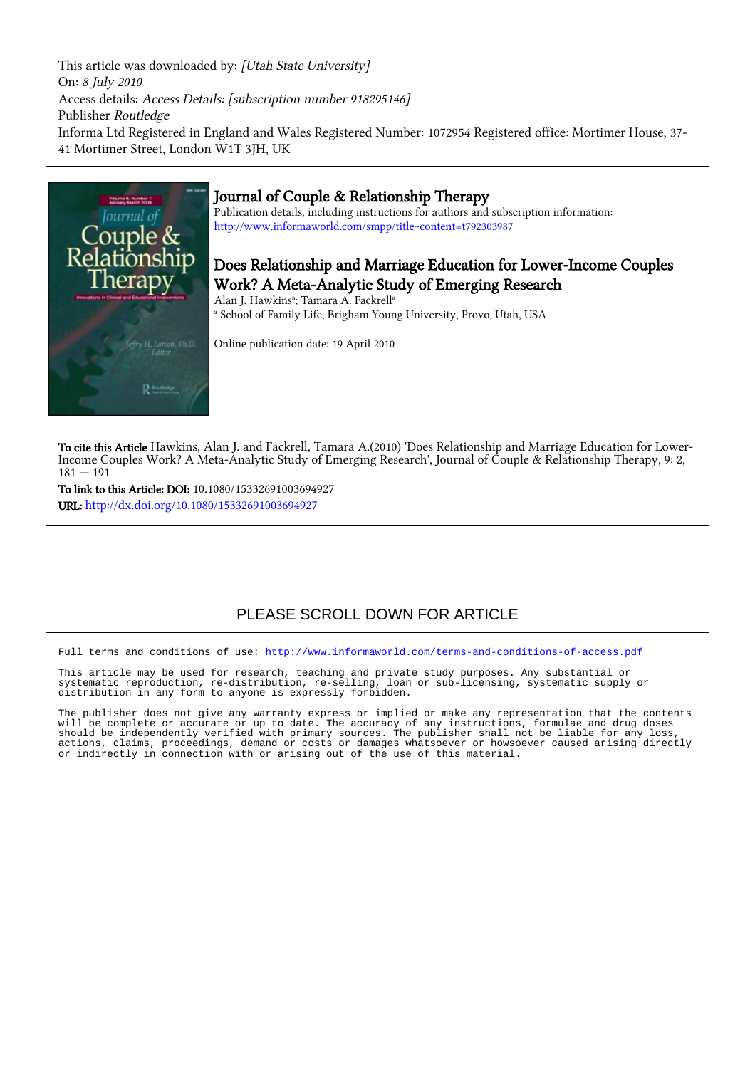This article was downloaded by: *[Utah State University]*
On: *8 July 2010*
Access details: *Access Details: [subscription number 918295146]*
Publisher *Routledge*
Informa Ltd Registered in England and Wales Registered Number: 1072954 Registered office: Mortimer House, 37-41 Mortimer Street, London W1T 3JH, UK

# Journal of Couple & Relationship Therapy

Publication details, including instructions for authors and subscription information:
http://www.informaworld.com/smpp/title~content=t792303987

## Does Relationship and Marriage Education for Lower-Income Couples Work? A Meta-Analytic Study of Emerging Research

Alan J. Hawkins[a]; Tamara A. Fackrell[a]

[a] School of Family Life, Brigham Young University, Provo, Utah, USA

Online publication date: 19 April 2010

**To cite this Article** Hawkins, Alan J. and Fackrell, Tamara A.(2010) 'Does Relationship and Marriage Education for Lower-Income Couples Work? A Meta-Analytic Study of Emerging Research', Journal of Couple & Relationship Therapy, 9: 2, 181 — 191

**To link to this Article: DOI:** 10.1080/15332691003694927

**URL:** http://dx.doi.org/10.1080/15332691003694927

PLEASE SCROLL DOWN FOR ARTICLE

Full terms and conditions of use: http://www.informaworld.com/terms-and-conditions-of-access.pdf

This article may be used for research, teaching and private study purposes. Any substantial or systematic reproduction, re-distribution, re-selling, loan or sub-licensing, systematic supply or distribution in any form to anyone is expressly forbidden.

The publisher does not give any warranty express or implied or make any representation that the contents will be complete or accurate or up to date. The accuracy of any instructions, formulae and drug doses should be independently verified with primary sources. The publisher shall not be liable for any loss, actions, claims, proceedings, demand or costs or damages whatsoever or howsoever caused arising directly or indirectly in connection with or arising out of the use of this material.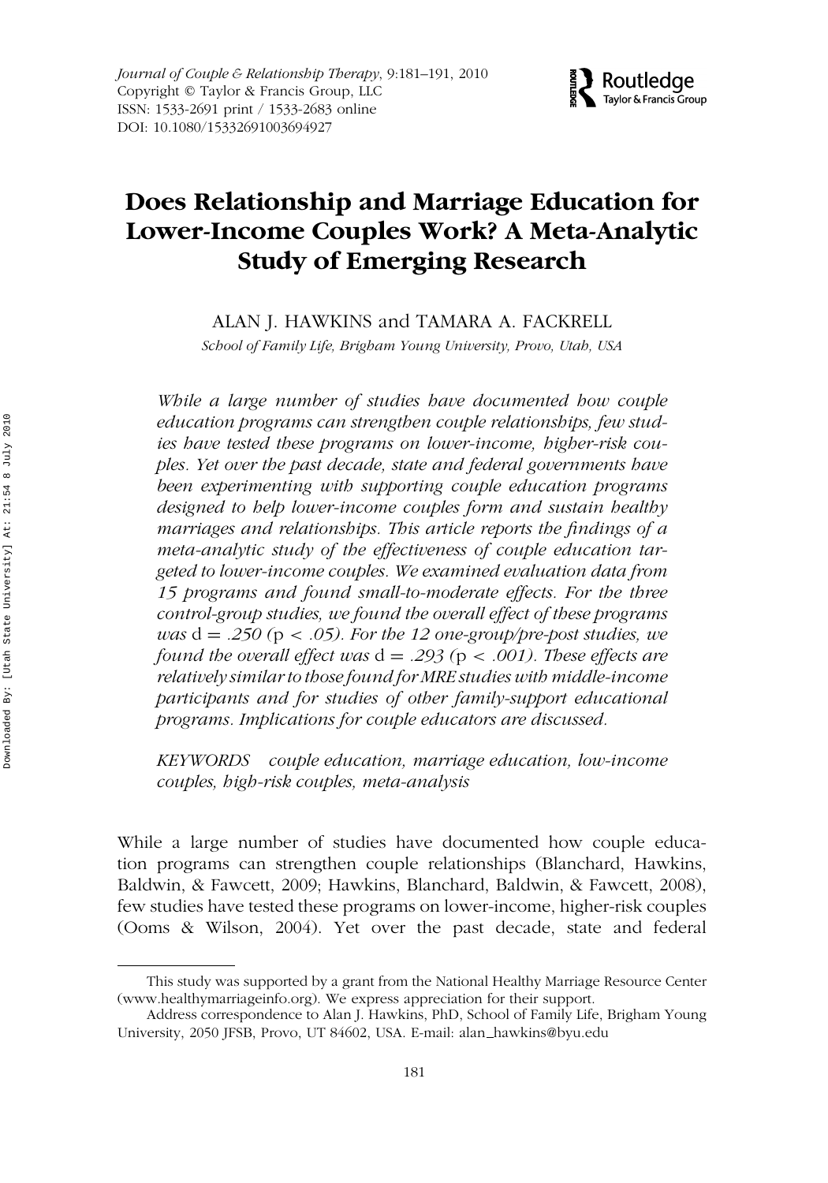# Does Relationship and Marriage Education for Lower-Income Couples Work? A Meta-Analytic Study of Emerging Research

ALAN J. HAWKINS and TAMARA A. FACKRELL

*School of Family Life, Brigham Young University, Provo, Utah, USA*

*While a large number of studies have documented how couple education programs can strengthen couple relationships, few studies have tested these programs on lower-income, higher-risk couples. Yet over the past decade, state and federal governments have been experimenting with supporting couple education programs designed to help lower-income couples form and sustain healthy marriages and relationships. This article reports the findings of a meta-analytic study of the effectiveness of couple education targeted to lower-income couples. We examined evaluation data from 15 programs and found small-to-moderate effects. For the three control-group studies, we found the overall effect of these programs was* d = *.250 (*$p < .05$*). For the 12 one-group/pre-post studies, we found the overall effect was* d = *.293 (*$p < .001$*). These effects are relatively similar to those found for MRE studies with middle-income participants and for studies of other family-support educational programs. Implications for couple educators are discussed.*

*KEYWORDS* couple education, marriage education, low-income couples, high-risk couples, meta-analysis

While a large number of studies have documented how couple education programs can strengthen couple relationships (Blanchard, Hawkins, Baldwin, & Fawcett, 2009; Hawkins, Blanchard, Baldwin, & Fawcett, 2008), few studies have tested these programs on lower-income, higher-risk couples (Ooms & Wilson, 2004). Yet over the past decade, state and federal

This study was supported by a grant from the National Healthy Marriage Resource Center (www.healthymarriageinfo.org). We express appreciation for their support.

Address correspondence to Alan J. Hawkins, PhD, School of Family Life, Brigham Young University, 2050 JFSB, Provo, UT 84602, USA. E-mail: alan_hawkins@byu.edu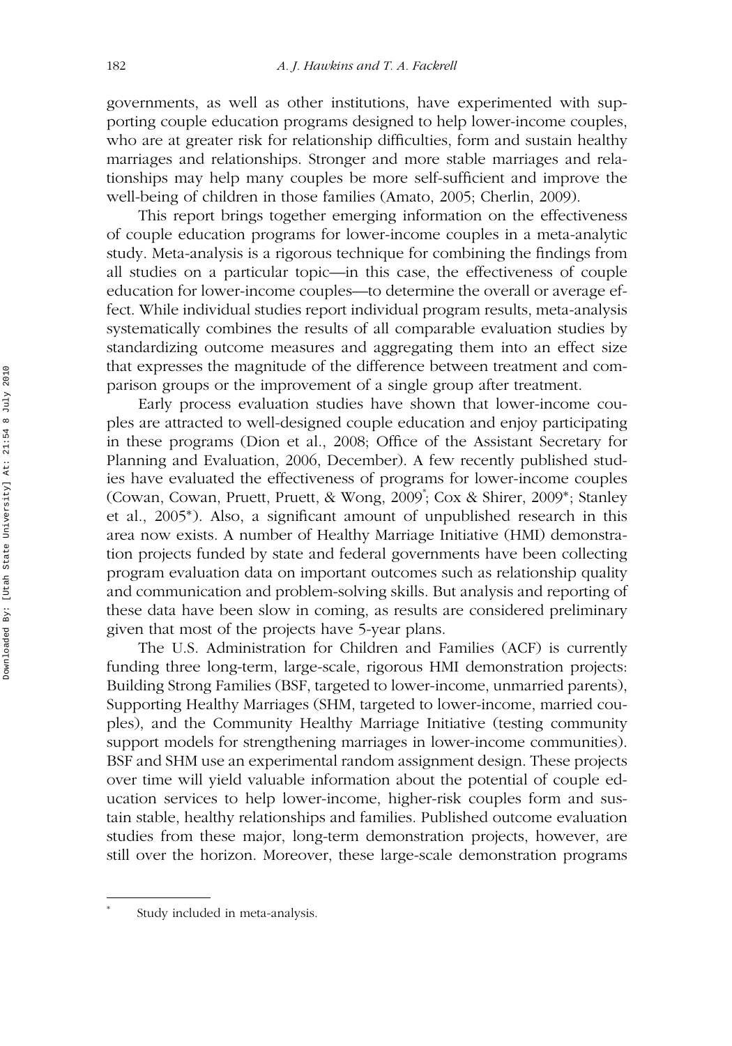governments, as well as other institutions, have experimented with supporting couple education programs designed to help lower-income couples, who are at greater risk for relationship difficulties, form and sustain healthy marriages and relationships. Stronger and more stable marriages and relationships may help many couples be more self-sufficient and improve the well-being of children in those families (Amato, 2005; Cherlin, 2009).

This report brings together emerging information on the effectiveness of couple education programs for lower-income couples in a meta-analytic study. Meta-analysis is a rigorous technique for combining the findings from all studies on a particular topic—in this case, the effectiveness of couple education for lower-income couples—to determine the overall or average effect. While individual studies report individual program results, meta-analysis systematically combines the results of all comparable evaluation studies by standardizing outcome measures and aggregating them into an effect size that expresses the magnitude of the difference between treatment and comparison groups or the improvement of a single group after treatment.

Early process evaluation studies have shown that lower-income couples are attracted to well-designed couple education and enjoy participating in these programs (Dion et al., 2008; Office of the Assistant Secretary for Planning and Evaluation, 2006, December). A few recently published studies have evaluated the effectiveness of programs for lower-income couples (Cowan, Cowan, Pruett, Pruett, & Wong, 2009*; Cox & Shirer, 2009*; Stanley et al., 2005*). Also, a significant amount of unpublished research in this area now exists. A number of Healthy Marriage Initiative (HMI) demonstration projects funded by state and federal governments have been collecting program evaluation data on important outcomes such as relationship quality and communication and problem-solving skills. But analysis and reporting of these data have been slow in coming, as results are considered preliminary given that most of the projects have 5-year plans.

The U.S. Administration for Children and Families (ACF) is currently funding three long-term, large-scale, rigorous HMI demonstration projects: Building Strong Families (BSF, targeted to lower-income, unmarried parents), Supporting Healthy Marriages (SHM, targeted to lower-income, married couples), and the Community Healthy Marriage Initiative (testing community support models for strengthening marriages in lower-income communities). BSF and SHM use an experimental random assignment design. These projects over time will yield valuable information about the potential of couple education services to help lower-income, higher-risk couples form and sustain stable, healthy relationships and families. Published outcome evaluation studies from these major, long-term demonstration projects, however, are still over the horizon. Moreover, these large-scale demonstration programs

\* Study included in meta-analysis.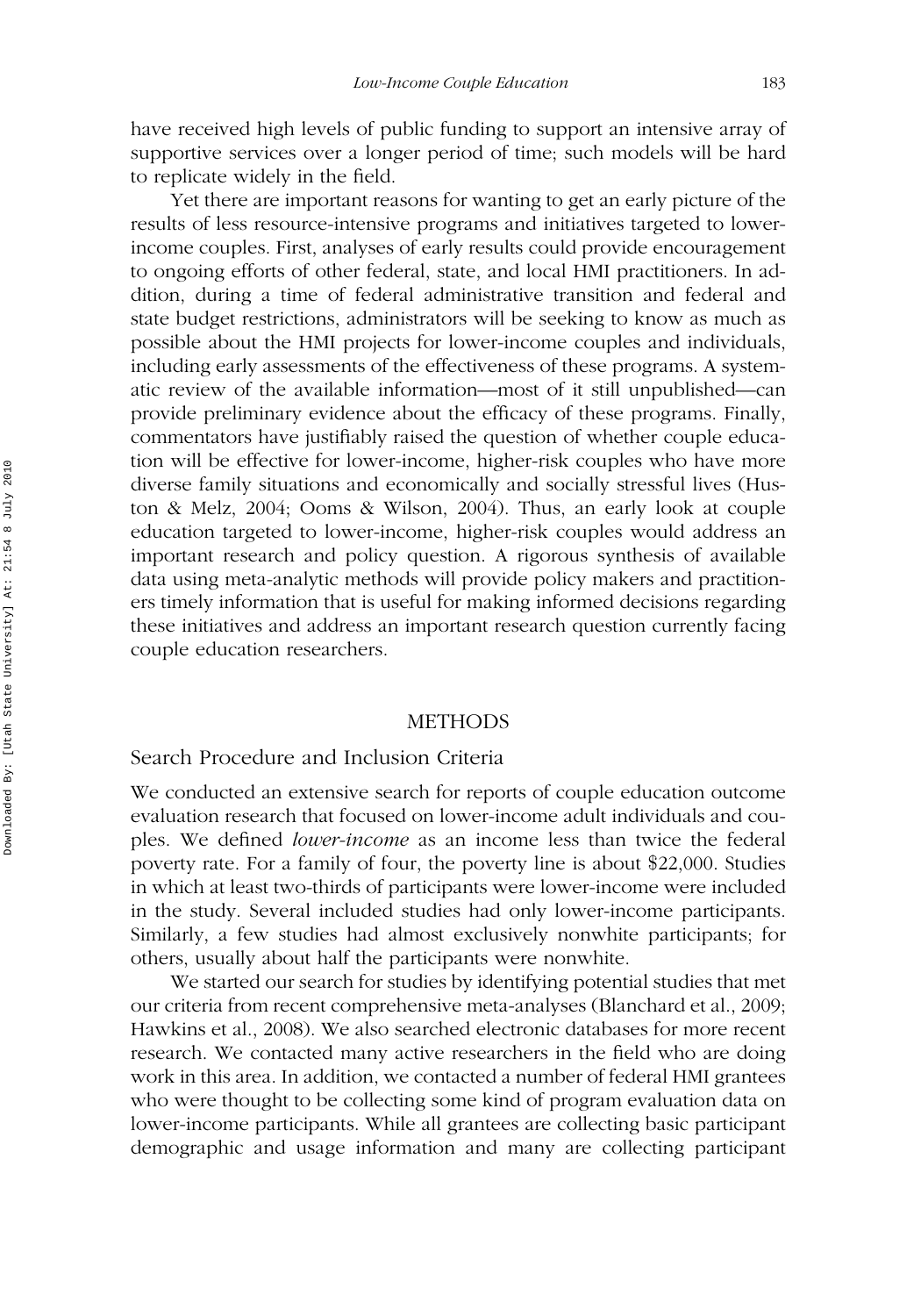have received high levels of public funding to support an intensive array of supportive services over a longer period of time; such models will be hard to replicate widely in the field.

Yet there are important reasons for wanting to get an early picture of the results of less resource-intensive programs and initiatives targeted to lower-income couples. First, analyses of early results could provide encouragement to ongoing efforts of other federal, state, and local HMI practitioners. In addition, during a time of federal administrative transition and federal and state budget restrictions, administrators will be seeking to know as much as possible about the HMI projects for lower-income couples and individuals, including early assessments of the effectiveness of these programs. A systematic review of the available information—most of it still unpublished—can provide preliminary evidence about the efficacy of these programs. Finally, commentators have justifiably raised the question of whether couple education will be effective for lower-income, higher-risk couples who have more diverse family situations and economically and socially stressful lives (Huston & Melz, 2004; Ooms & Wilson, 2004). Thus, an early look at couple education targeted to lower-income, higher-risk couples would address an important research and policy question. A rigorous synthesis of available data using meta-analytic methods will provide policy makers and practitioners timely information that is useful for making informed decisions regarding these initiatives and address an important research question currently facing couple education researchers.

## METHODS

### Search Procedure and Inclusion Criteria

We conducted an extensive search for reports of couple education outcome evaluation research that focused on lower-income adult individuals and couples. We defined *lower-income* as an income less than twice the federal poverty rate. For a family of four, the poverty line is about $22,000. Studies in which at least two-thirds of participants were lower-income were included in the study. Several included studies had only lower-income participants. Similarly, a few studies had almost exclusively nonwhite participants; for others, usually about half the participants were nonwhite.

We started our search for studies by identifying potential studies that met our criteria from recent comprehensive meta-analyses (Blanchard et al., 2009; Hawkins et al., 2008). We also searched electronic databases for more recent research. We contacted many active researchers in the field who are doing work in this area. In addition, we contacted a number of federal HMI grantees who were thought to be collecting some kind of program evaluation data on lower-income participants. While all grantees are collecting basic participant demographic and usage information and many are collecting participant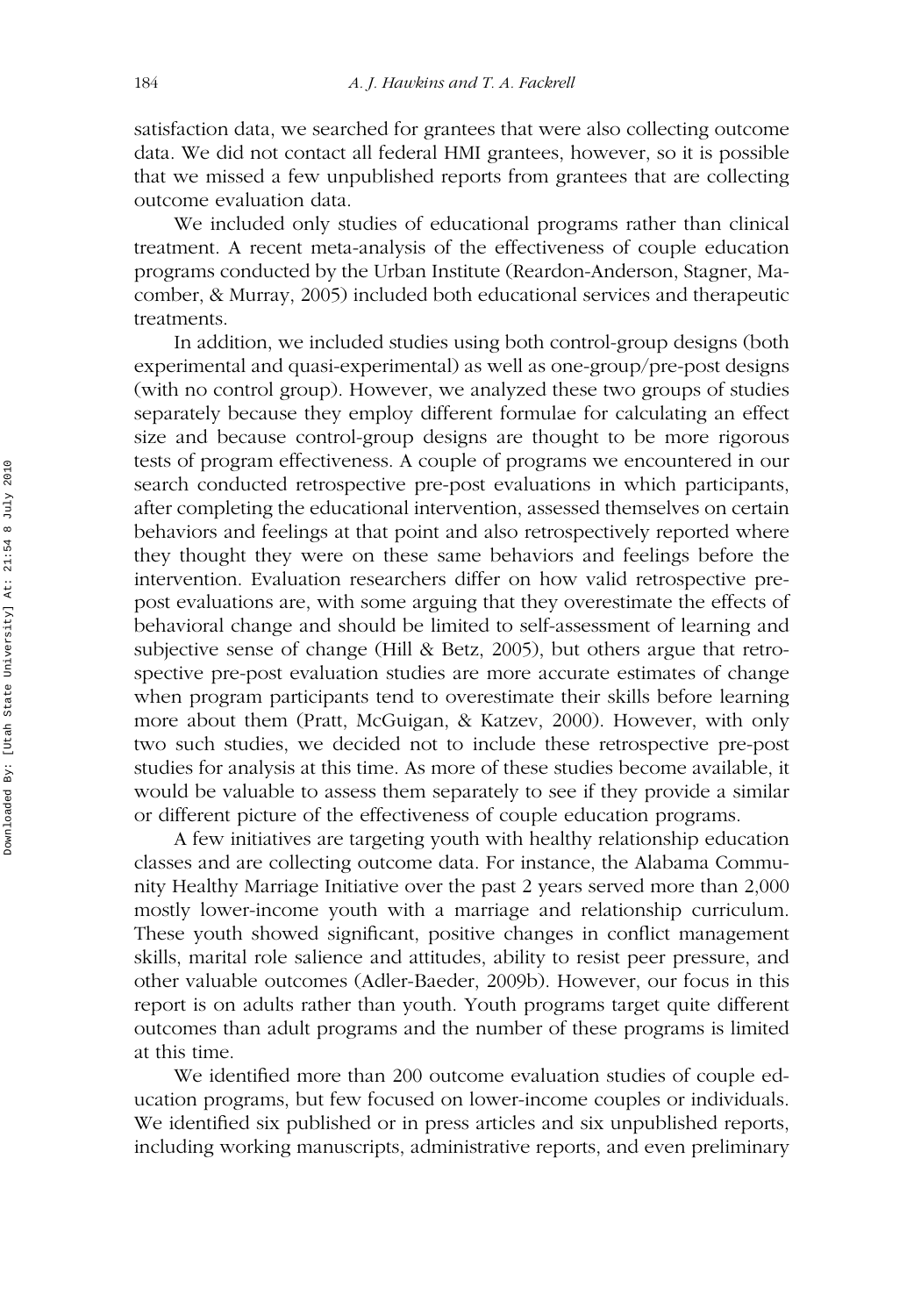satisfaction data, we searched for grantees that were also collecting outcome data. We did not contact all federal HMI grantees, however, so it is possible that we missed a few unpublished reports from grantees that are collecting outcome evaluation data.

We included only studies of educational programs rather than clinical treatment. A recent meta-analysis of the effectiveness of couple education programs conducted by the Urban Institute (Reardon-Anderson, Stagner, Macomber, & Murray, 2005) included both educational services and therapeutic treatments.

In addition, we included studies using both control-group designs (both experimental and quasi-experimental) as well as one-group/pre-post designs (with no control group). However, we analyzed these two groups of studies separately because they employ different formulae for calculating an effect size and because control-group designs are thought to be more rigorous tests of program effectiveness. A couple of programs we encountered in our search conducted retrospective pre-post evaluations in which participants, after completing the educational intervention, assessed themselves on certain behaviors and feelings at that point and also retrospectively reported where they thought they were on these same behaviors and feelings before the intervention. Evaluation researchers differ on how valid retrospective pre-post evaluations are, with some arguing that they overestimate the effects of behavioral change and should be limited to self-assessment of learning and subjective sense of change (Hill & Betz, 2005), but others argue that retrospective pre-post evaluation studies are more accurate estimates of change when program participants tend to overestimate their skills before learning more about them (Pratt, McGuigan, & Katzev, 2000). However, with only two such studies, we decided not to include these retrospective pre-post studies for analysis at this time. As more of these studies become available, it would be valuable to assess them separately to see if they provide a similar or different picture of the effectiveness of couple education programs.

A few initiatives are targeting youth with healthy relationship education classes and are collecting outcome data. For instance, the Alabama Community Healthy Marriage Initiative over the past 2 years served more than 2,000 mostly lower-income youth with a marriage and relationship curriculum. These youth showed significant, positive changes in conflict management skills, marital role salience and attitudes, ability to resist peer pressure, and other valuable outcomes (Adler-Baeder, 2009b). However, our focus in this report is on adults rather than youth. Youth programs target quite different outcomes than adult programs and the number of these programs is limited at this time.

We identified more than 200 outcome evaluation studies of couple education programs, but few focused on lower-income couples or individuals. We identified six published or in press articles and six unpublished reports, including working manuscripts, administrative reports, and even preliminary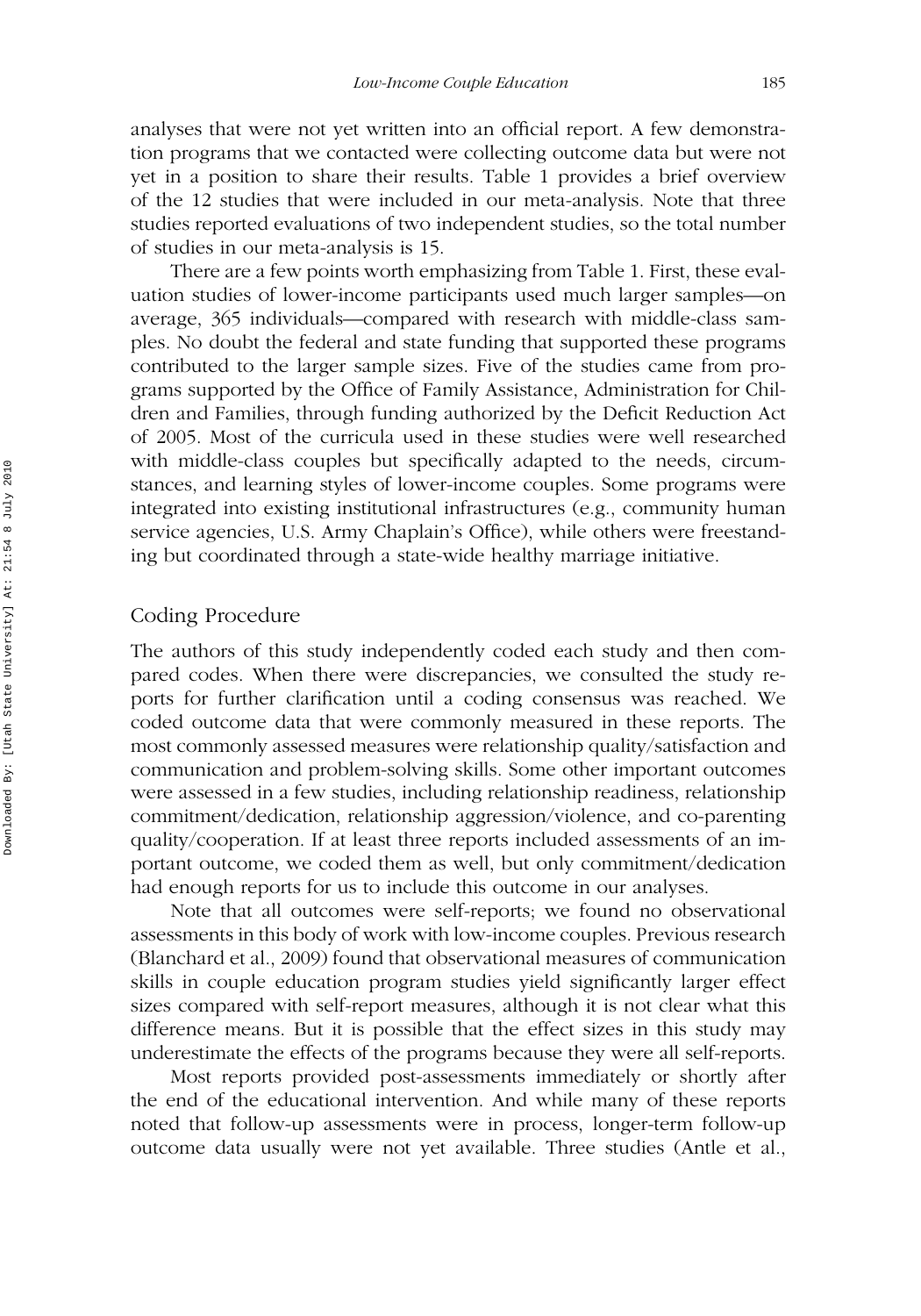analyses that were not yet written into an official report. A few demonstration programs that we contacted were collecting outcome data but were not yet in a position to share their results. Table 1 provides a brief overview of the 12 studies that were included in our meta-analysis. Note that three studies reported evaluations of two independent studies, so the total number of studies in our meta-analysis is 15.

There are a few points worth emphasizing from Table 1. First, these evaluation studies of lower-income participants used much larger samples—on average, 365 individuals—compared with research with middle-class samples. No doubt the federal and state funding that supported these programs contributed to the larger sample sizes. Five of the studies came from programs supported by the Office of Family Assistance, Administration for Children and Families, through funding authorized by the Deficit Reduction Act of 2005. Most of the curricula used in these studies were well researched with middle-class couples but specifically adapted to the needs, circumstances, and learning styles of lower-income couples. Some programs were integrated into existing institutional infrastructures (e.g., community human service agencies, U.S. Army Chaplain's Office), while others were freestanding but coordinated through a state-wide healthy marriage initiative.

## Coding Procedure

The authors of this study independently coded each study and then compared codes. When there were discrepancies, we consulted the study reports for further clarification until a coding consensus was reached. We coded outcome data that were commonly measured in these reports. The most commonly assessed measures were relationship quality/satisfaction and communication and problem-solving skills. Some other important outcomes were assessed in a few studies, including relationship readiness, relationship commitment/dedication, relationship aggression/violence, and co-parenting quality/cooperation. If at least three reports included assessments of an important outcome, we coded them as well, but only commitment/dedication had enough reports for us to include this outcome in our analyses.

Note that all outcomes were self-reports; we found no observational assessments in this body of work with low-income couples. Previous research (Blanchard et al., 2009) found that observational measures of communication skills in couple education program studies yield significantly larger effect sizes compared with self-report measures, although it is not clear what this difference means. But it is possible that the effect sizes in this study may underestimate the effects of the programs because they were all self-reports.

Most reports provided post-assessments immediately or shortly after the end of the educational intervention. And while many of these reports noted that follow-up assessments were in process, longer-term follow-up outcome data usually were not yet available. Three studies (Antle et al.,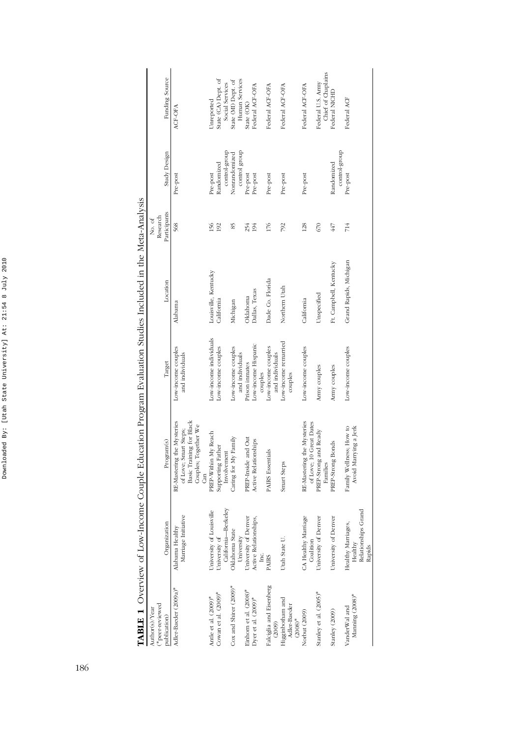**TABLE 1** Overview of Low-Income Couple Education Program Evaluation Studies Included in the Meta-Analysis

| Author(s)/Year (*peer-reviewed publication) | Organization | Program(s) | Target | Location | No. of Research Participants | Study Design | Funding Source |
|---|---|---|---|---|---|---|---|
| Adler-Baeder (2009a)* | Alabama Healthy Marriage Initiative | RE-Mastering the Mysteries of Love; Smart Steps; Basic Training for Black Couples; Together We Can | Low-income couples and individuals | Alabama | 568 | Pre-post | ACF-OFA |
| Antle et al. (2009)* | University of Louisville | PREP-Within My Reach | Low-income individuals | Louisville, Kentucky | 156 | Pre-post | Unreported |
| Cowan et al. (2009)* | University of California—Berkeley | Supporting Father Involvement | Low-income couples | California | 192 | Randomized control-group | State (CA) Dept. of Social Services |
| Cox and Shirer (2009)* | Oklahoma State University | Caring for My Family | Low-income couples and individuals | Michigan | 85 | Nonrandomized control group | State (MI) Dept. of Human Services |
| Einhorn et al. (2008)* | University of Denver | PREP-Inside and Out | Prison inmates | Oklahoma | 254 | Pre-post | State (OK) |
| Dyer et al. (2009)* | Active Relationships, Inc. | Active Relationships | Low-income Hispanic couples | Dallas, Texas | 194 | Pre-post | Federal ACF-OFA |
| Falciglia and Eisenberg (2009) | PAIRS | PAIRS Essentials | Low-income couples and individuals | Dade Co. Florida | 176 | Pre-post | Federal ACF-OFA |
| Higginbotham and Adler-Baeder (2008)* | Utah State U. | Smart Steps | Low-income remarried couples | Northern Utah | 792 | Pre-post | Federal ACF-OFA |
| Norbut (2009) | CA Healthy Marriage Coalition | RE-Mastering the Mysteries of Love; 10 Great Dates | Low-income couples | California | 128 | Pre-post | Federal ACF-OFA |
| Stanley et al. (2005)* | University of Denver | PREP-Strong and Ready Families | Army couples | Unspecified | 670 | | Federal U.S. Army Chief of Chaplains |
| Stanley (2009) | University of Denver | PREP-Strong Bonds | Army couples | Ft. Campbell, Kentucky | 447 | Randomized control-group | Federal NICHD |
| VanderWal and Manning (2008)* | Healthy Marriages, Healthy Relationships Grand Rapids | Family Wellness; How to Avoid Marrying a Jerk | Low-income couples | Grand Rapids, Michigan | 714 | Pre-post | Federal ACF |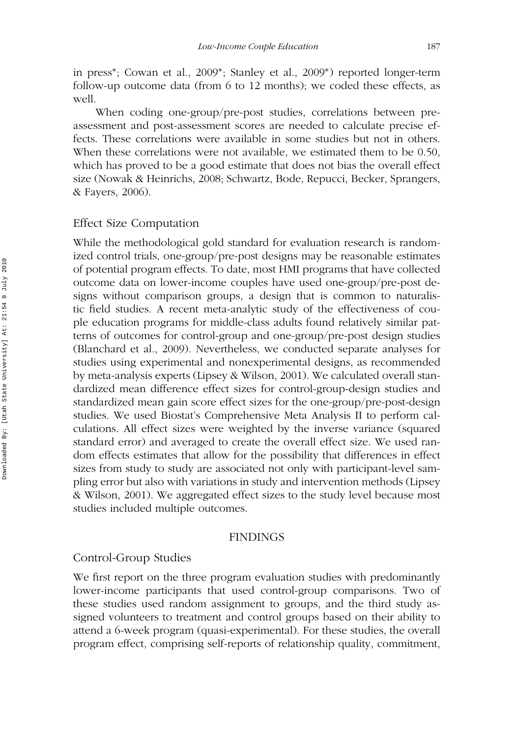in press*; Cowan et al., 2009*; Stanley et al., 2009*) reported longer-term follow-up outcome data (from 6 to 12 months); we coded these effects, as well.

When coding one-group/pre-post studies, correlations between pre-assessment and post-assessment scores are needed to calculate precise effects. These correlations were available in some studies but not in others. When these correlations were not available, we estimated them to be 0.50, which has proved to be a good estimate that does not bias the overall effect size (Nowak & Heinrichs, 2008; Schwartz, Bode, Repucci, Becker, Sprangers, & Fayers, 2006).

### Effect Size Computation

While the methodological gold standard for evaluation research is randomized control trials, one-group/pre-post designs may be reasonable estimates of potential program effects. To date, most HMI programs that have collected outcome data on lower-income couples have used one-group/pre-post designs without comparison groups, a design that is common to naturalistic field studies. A recent meta-analytic study of the effectiveness of couple education programs for middle-class adults found relatively similar patterns of outcomes for control-group and one-group/pre-post design studies (Blanchard et al., 2009). Nevertheless, we conducted separate analyses for studies using experimental and nonexperimental designs, as recommended by meta-analysis experts (Lipsey & Wilson, 2001). We calculated overall standardized mean difference effect sizes for control-group-design studies and standardized mean gain score effect sizes for the one-group/pre-post-design studies. We used Biostat's Comprehensive Meta Analysis II to perform calculations. All effect sizes were weighted by the inverse variance (squared standard error) and averaged to create the overall effect size. We used random effects estimates that allow for the possibility that differences in effect sizes from study to study are associated not only with participant-level sampling error but also with variations in study and intervention methods (Lipsey & Wilson, 2001). We aggregated effect sizes to the study level because most studies included multiple outcomes.

## FINDINGS

### Control-Group Studies

We first report on the three program evaluation studies with predominantly lower-income participants that used control-group comparisons. Two of these studies used random assignment to groups, and the third study assigned volunteers to treatment and control groups based on their ability to attend a 6-week program (quasi-experimental). For these studies, the overall program effect, comprising self-reports of relationship quality, commitment,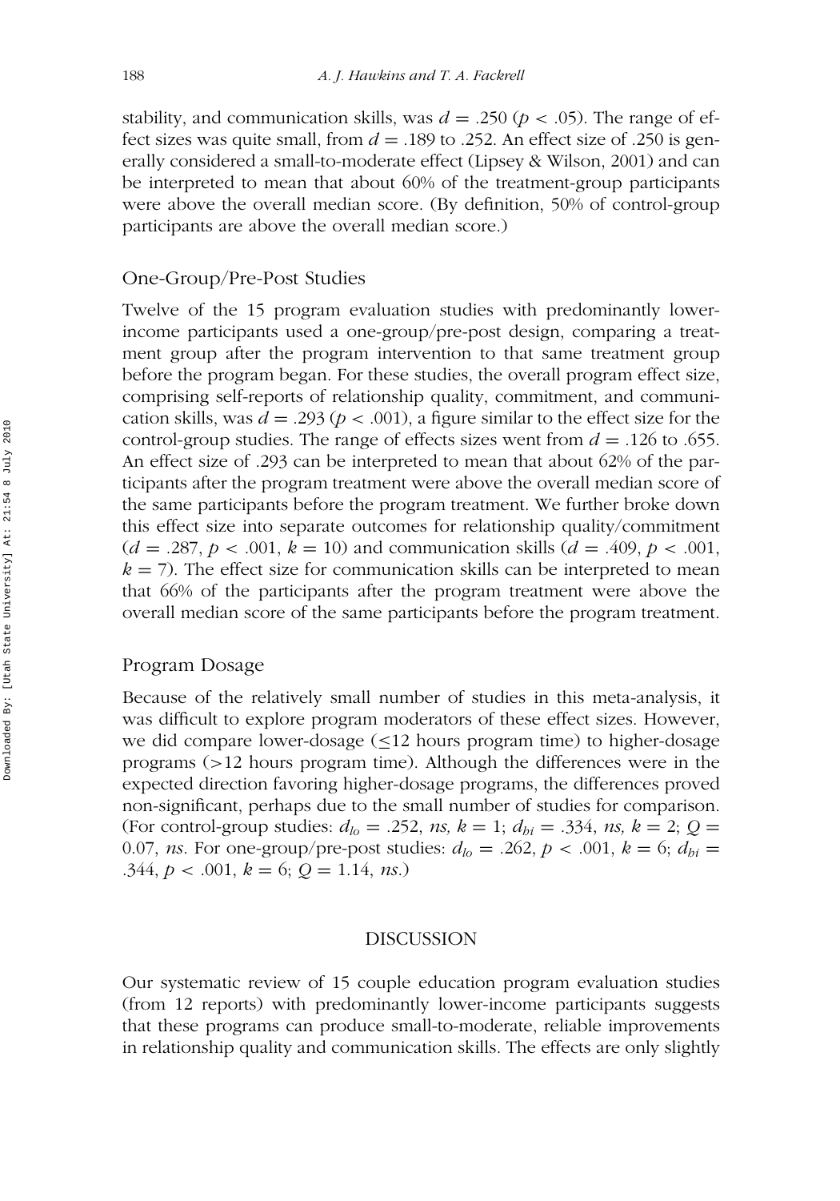stability, and communication skills, was $d = .250$ ($p < .05$). The range of effect sizes was quite small, from $d = .189$ to $.252$. An effect size of .250 is generally considered a small-to-moderate effect (Lipsey & Wilson, 2001) and can be interpreted to mean that about 60% of the treatment-group participants were above the overall median score. (By definition, 50% of control-group participants are above the overall median score.)

### One-Group/Pre-Post Studies

Twelve of the 15 program evaluation studies with predominantly lower-income participants used a one-group/pre-post design, comparing a treatment group after the program intervention to that same treatment group before the program began. For these studies, the overall program effect size, comprising self-reports of relationship quality, commitment, and communication skills, was $d = .293$ ($p < .001$), a figure similar to the effect size for the control-group studies. The range of effects sizes went from $d = .126$ to $.655$. An effect size of .293 can be interpreted to mean that about 62% of the participants after the program treatment were above the overall median score of the same participants before the program treatment. We further broke down this effect size into separate outcomes for relationship quality/commitment ($d = .287$, $p < .001$, $k = 10$) and communication skills ($d = .409$, $p < .001$, $k = 7$). The effect size for communication skills can be interpreted to mean that 66% of the participants after the program treatment were above the overall median score of the same participants before the program treatment.

### Program Dosage

Because of the relatively small number of studies in this meta-analysis, it was difficult to explore program moderators of these effect sizes. However, we did compare lower-dosage ($\leq$12 hours program time) to higher-dosage programs (>12 hours program time). Although the differences were in the expected direction favoring higher-dosage programs, the differences proved non-significant, perhaps due to the small number of studies for comparison. (For control-group studies: $d_{lo} = .252$, *ns*, $k = 1$; $d_{hi} = .334$, *ns*, $k = 2$; $Q = 0.07$, *ns*. For one-group/pre-post studies: $d_{lo} = .262$, $p < .001$, $k = 6$; $d_{hi} = .344$, $p < .001$, $k = 6$; $Q = 1.14$, *ns*.)

## DISCUSSION

Our systematic review of 15 couple education program evaluation studies (from 12 reports) with predominantly lower-income participants suggests that these programs can produce small-to-moderate, reliable improvements in relationship quality and communication skills. The effects are only slightly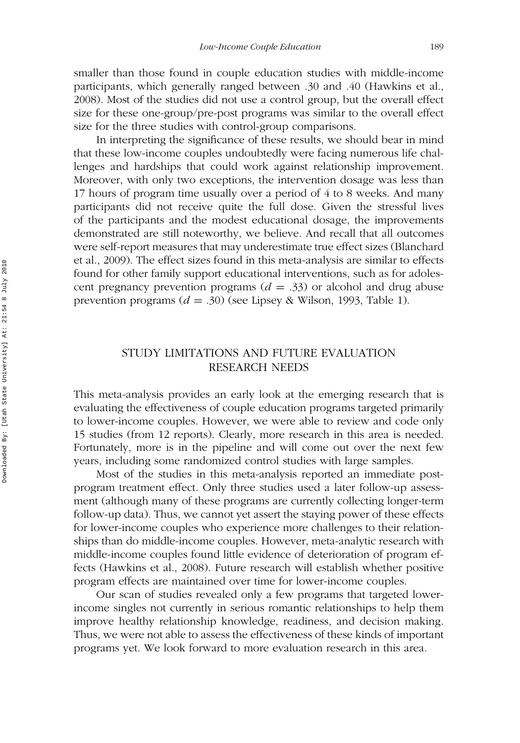smaller than those found in couple education studies with middle-income participants, which generally ranged between .30 and .40 (Hawkins et al., 2008). Most of the studies did not use a control group, but the overall effect size for these one-group/pre-post programs was similar to the overall effect size for the three studies with control-group comparisons.

In interpreting the significance of these results, we should bear in mind that these low-income couples undoubtedly were facing numerous life challenges and hardships that could work against relationship improvement. Moreover, with only two exceptions, the intervention dosage was less than 17 hours of program time usually over a period of 4 to 8 weeks. And many participants did not receive quite the full dose. Given the stressful lives of the participants and the modest educational dosage, the improvements demonstrated are still noteworthy, we believe. And recall that all outcomes were self-report measures that may underestimate true effect sizes (Blanchard et al., 2009). The effect sizes found in this meta-analysis are similar to effects found for other family support educational interventions, such as for adolescent pregnancy prevention programs ($d = .33$) or alcohol and drug abuse prevention programs ($d = .30$) (see Lipsey & Wilson, 1993, Table 1).

## STUDY LIMITATIONS AND FUTURE EVALUATION RESEARCH NEEDS

This meta-analysis provides an early look at the emerging research that is evaluating the effectiveness of couple education programs targeted primarily to lower-income couples. However, we were able to review and code only 15 studies (from 12 reports). Clearly, more research in this area is needed. Fortunately, more is in the pipeline and will come out over the next few years, including some randomized control studies with large samples.

Most of the studies in this meta-analysis reported an immediate post-program treatment effect. Only three studies used a later follow-up assessment (although many of these programs are currently collecting longer-term follow-up data). Thus, we cannot yet assert the staying power of these effects for lower-income couples who experience more challenges to their relationships than do middle-income couples. However, meta-analytic research with middle-income couples found little evidence of deterioration of program effects (Hawkins et al., 2008). Future research will establish whether positive program effects are maintained over time for lower-income couples.

Our scan of studies revealed only a few programs that targeted lower-income singles not currently in serious romantic relationships to help them improve healthy relationship knowledge, readiness, and decision making. Thus, we were not able to assess the effectiveness of these kinds of important programs yet. We look forward to more evaluation research in this area.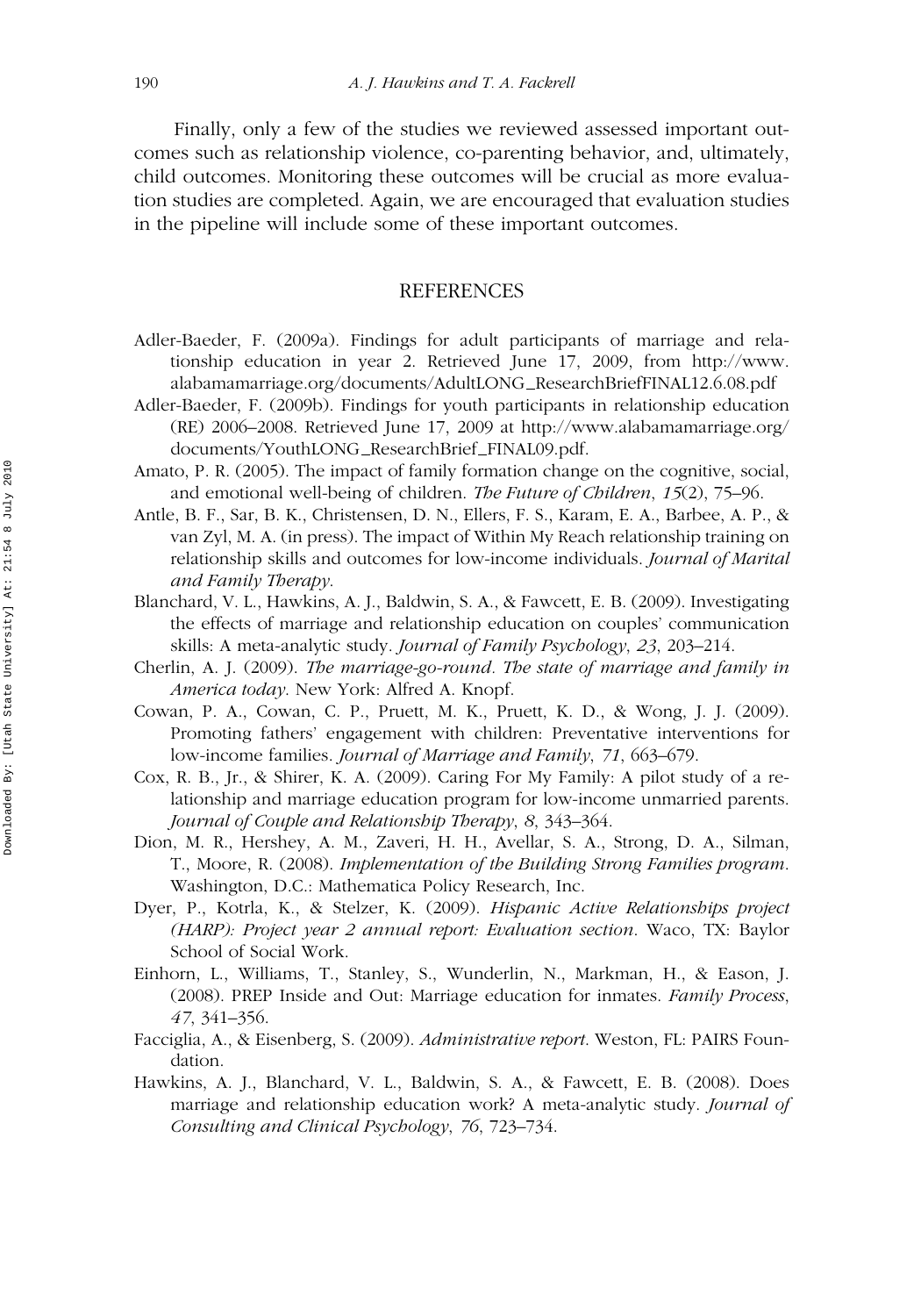Finally, only a few of the studies we reviewed assessed important outcomes such as relationship violence, co-parenting behavior, and, ultimately, child outcomes. Monitoring these outcomes will be crucial as more evaluation studies are completed. Again, we are encouraged that evaluation studies in the pipeline will include some of these important outcomes.

## REFERENCES

Adler-Baeder, F. (2009a). Findings for adult participants of marriage and relationship education in year 2. Retrieved June 17, 2009, from http://www.alabamamarriage.org/documents/AdultLONG_ResearchBriefFINAL12.6.08.pdf

Adler-Baeder, F. (2009b). Findings for youth participants in relationship education (RE) 2006–2008. Retrieved June 17, 2009 at http://www.alabamamarriage.org/documents/YouthLONG_ResearchBrief_FINAL09.pdf.

Amato, P. R. (2005). The impact of family formation change on the cognitive, social, and emotional well-being of children. *The Future of Children*, *15*(2), 75–96.

Antle, B. F., Sar, B. K., Christensen, D. N., Ellers, F. S., Karam, E. A., Barbee, A. P., & van Zyl, M. A. (in press). The impact of Within My Reach relationship training on relationship skills and outcomes for low-income individuals. *Journal of Marital and Family Therapy*.

Blanchard, V. L., Hawkins, A. J., Baldwin, S. A., & Fawcett, E. B. (2009). Investigating the effects of marriage and relationship education on couples' communication skills: A meta-analytic study. *Journal of Family Psychology*, *23*, 203–214.

Cherlin, A. J. (2009). *The marriage-go-round. The state of marriage and family in America today*. New York: Alfred A. Knopf.

Cowan, P. A., Cowan, C. P., Pruett, M. K., Pruett, K. D., & Wong, J. J. (2009). Promoting fathers' engagement with children: Preventative interventions for low-income families. *Journal of Marriage and Family*, *71*, 663–679.

Cox, R. B., Jr., & Shirer, K. A. (2009). Caring For My Family: A pilot study of a relationship and marriage education program for low-income unmarried parents. *Journal of Couple and Relationship Therapy*, *8*, 343–364.

Dion, M. R., Hershey, A. M., Zaveri, H. H., Avellar, S. A., Strong, D. A., Silman, T., Moore, R. (2008). *Implementation of the Building Strong Families program*. Washington, D.C.: Mathematica Policy Research, Inc.

Dyer, P., Kotrla, K., & Stelzer, K. (2009). *Hispanic Active Relationships project (HARP): Project year 2 annual report: Evaluation section*. Waco, TX: Baylor School of Social Work.

Einhorn, L., Williams, T., Stanley, S., Wunderlin, N., Markman, H., & Eason, J. (2008). PREP Inside and Out: Marriage education for inmates. *Family Process*, *47*, 341–356.

Facciglia, A., & Eisenberg, S. (2009). *Administrative report*. Weston, FL: PAIRS Foundation.

Hawkins, A. J., Blanchard, V. L., Baldwin, S. A., & Fawcett, E. B. (2008). Does marriage and relationship education work? A meta-analytic study. *Journal of Consulting and Clinical Psychology*, *76*, 723–734.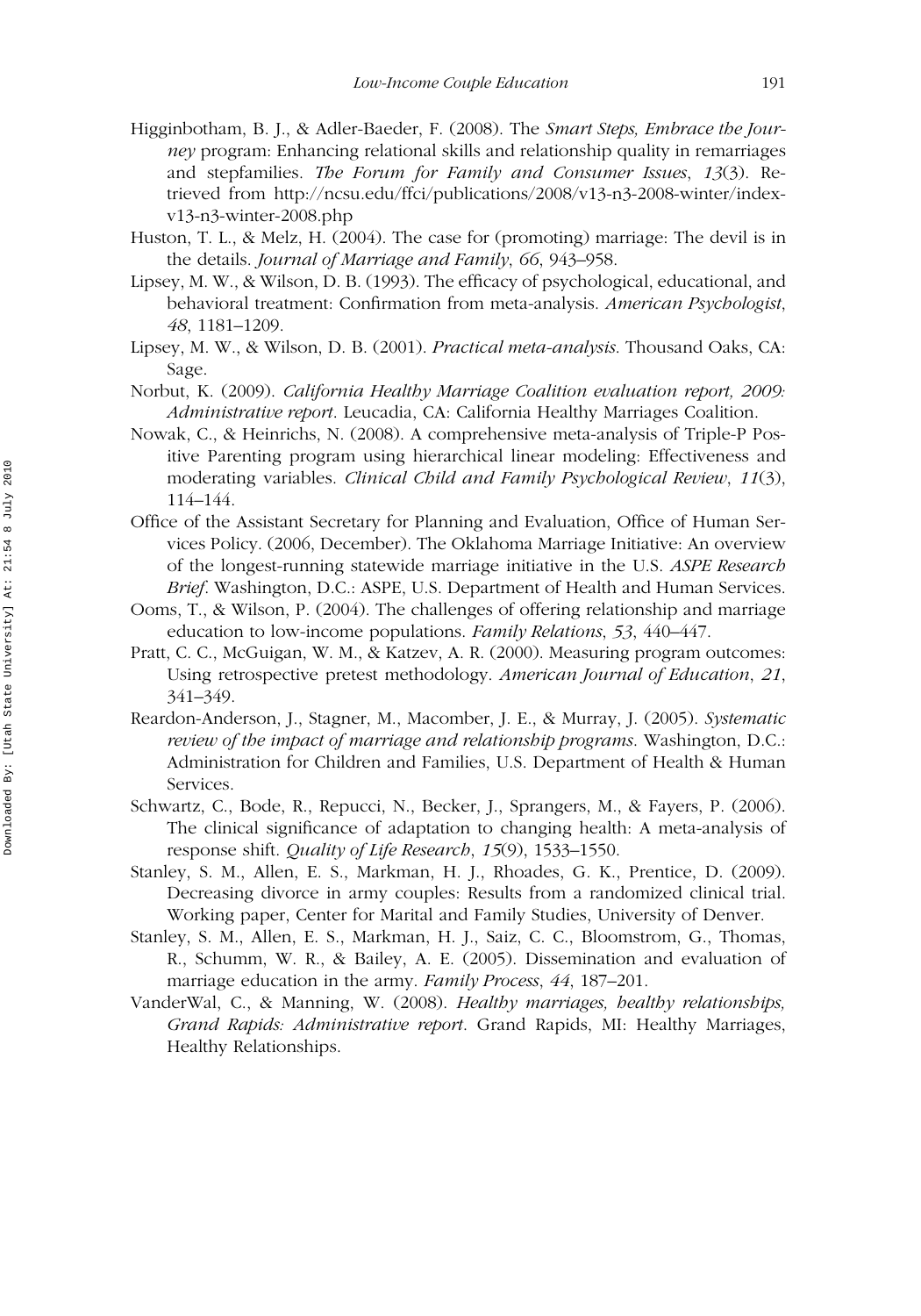Higginbotham, B. J., & Adler-Baeder, F. (2008). The *Smart Steps, Embrace the Journey* program: Enhancing relational skills and relationship quality in remarriages and stepfamilies. *The Forum for Family and Consumer Issues*, *13*(3). Retrieved from http://ncsu.edu/ffci/publications/2008/v13-n3-2008-winter/index-v13-n3-winter-2008.php

Huston, T. L., & Melz, H. (2004). The case for (promoting) marriage: The devil is in the details. *Journal of Marriage and Family*, *66*, 943–958.

Lipsey, M. W., & Wilson, D. B. (1993). The efficacy of psychological, educational, and behavioral treatment: Confirmation from meta-analysis. *American Psychologist*, *48*, 1181–1209.

Lipsey, M. W., & Wilson, D. B. (2001). *Practical meta-analysis*. Thousand Oaks, CA: Sage.

Norbut, K. (2009). *California Healthy Marriage Coalition evaluation report, 2009: Administrative report*. Leucadia, CA: California Healthy Marriages Coalition.

Nowak, C., & Heinrichs, N. (2008). A comprehensive meta-analysis of Triple-P Positive Parenting program using hierarchical linear modeling: Effectiveness and moderating variables. *Clinical Child and Family Psychological Review*, *11*(3), 114–144.

Office of the Assistant Secretary for Planning and Evaluation, Office of Human Services Policy. (2006, December). The Oklahoma Marriage Initiative: An overview of the longest-running statewide marriage initiative in the U.S. *ASPE Research Brief*. Washington, D.C.: ASPE, U.S. Department of Health and Human Services.

Ooms, T., & Wilson, P. (2004). The challenges of offering relationship and marriage education to low-income populations. *Family Relations*, *53*, 440–447.

Pratt, C. C., McGuigan, W. M., & Katzev, A. R. (2000). Measuring program outcomes: Using retrospective pretest methodology. *American Journal of Education*, *21*, 341–349.

Reardon-Anderson, J., Stagner, M., Macomber, J. E., & Murray, J. (2005). *Systematic review of the impact of marriage and relationship programs*. Washington, D.C.: Administration for Children and Families, U.S. Department of Health & Human Services.

Schwartz, C., Bode, R., Repucci, N., Becker, J., Sprangers, M., & Fayers, P. (2006). The clinical significance of adaptation to changing health: A meta-analysis of response shift. *Quality of Life Research*, *15*(9), 1533–1550.

Stanley, S. M., Allen, E. S., Markman, H. J., Rhoades, G. K., Prentice, D. (2009). Decreasing divorce in army couples: Results from a randomized clinical trial. Working paper, Center for Marital and Family Studies, University of Denver.

Stanley, S. M., Allen, E. S., Markman, H. J., Saiz, C. C., Bloomstrom, G., Thomas, R., Schumm, W. R., & Bailey, A. E. (2005). Dissemination and evaluation of marriage education in the army. *Family Process*, *44*, 187–201.

VanderWal, C., & Manning, W. (2008). *Healthy marriages, healthy relationships, Grand Rapids: Administrative report*. Grand Rapids, MI: Healthy Marriages, Healthy Relationships.